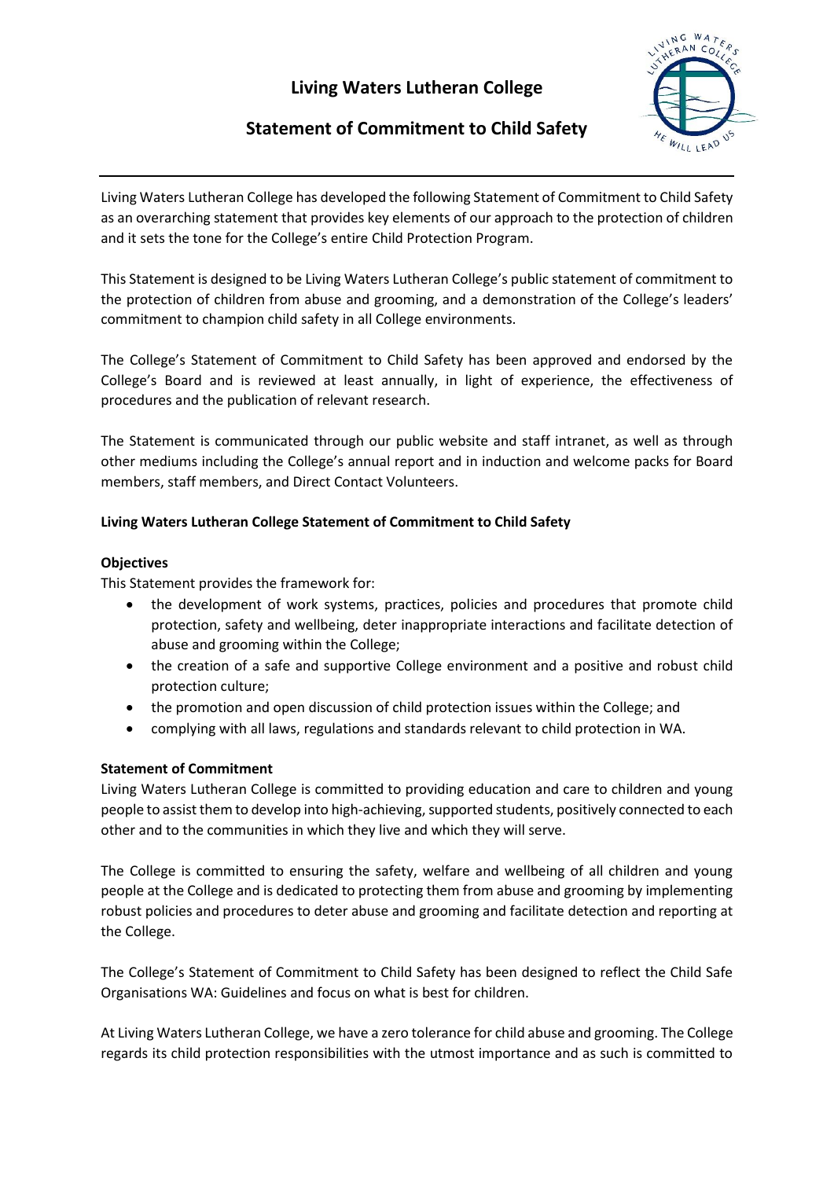# Living Waters Lutheran College

## Statement of Commitment to Child Safety

Living Waters Lutheran College has developed the following Statement of Commitment to Child Safety as an overarching statement that provides key elements of our approach to the protection of children and it sets the tone for the College's entire Child Protection Program.

This Statement is designed to be Living Waters Lutheran College's public statement of commitment to the protection of children from abuse and grooming, and a demonstration of the College's leaders' commitment to champion child safety in all College environments.

The College's Statement of Commitment to Child Safety has been approved and endorsed by the College's Board and is reviewed at least annually, in light of experience, the effectiveness of procedures and the publication of relevant research.

The Statement is communicated through our public website and staff intranet, as well as through other mediums including the College's annual report and in induction and welcome packs for Board members, staff members, and Direct Contact Volunteers.

**Living Waters Lutheran College Statement of Commitment to Child Safety**

**Objectives**

This Statement provides the framework for:

- the development of work systems, practices, policies and procedures that promote child protection, safety and wellbeing, deter inappropriate interactions and facilitate detection of abuse and grooming within the College;
- the creation of a safe and supportive College environment and a positive and robust child protection culture;
- the promotion and open discussion of child protection issues within the College; and
- complying with all laws, regulations and standards relevant to child protection in WA.

**Statement of Commitment**

Living Waters Lutheran College is committed to providing education and care to children and young people to assist them to develop into high-achieving, supported students, positively connected to each other and to the communities in which they live and which they will serve.

The College is committed to ensuring the safety, welfare and wellbeing of all children and young people at the College and is dedicated to protecting them from abuse and grooming by implementing robust policies and procedures to deter abuse and grooming and facilitate detection and reporting at the College.

The College's Statement of Commitment to Child Safety has been designed to reflect the Child Safe Organisations WA: Guidelines and focus on what is best for children.

At Living Waters Lutheran College, we have a zero tolerance for child abuse and grooming. The College regards its child protection responsibilities with the utmost importance and as such is committed to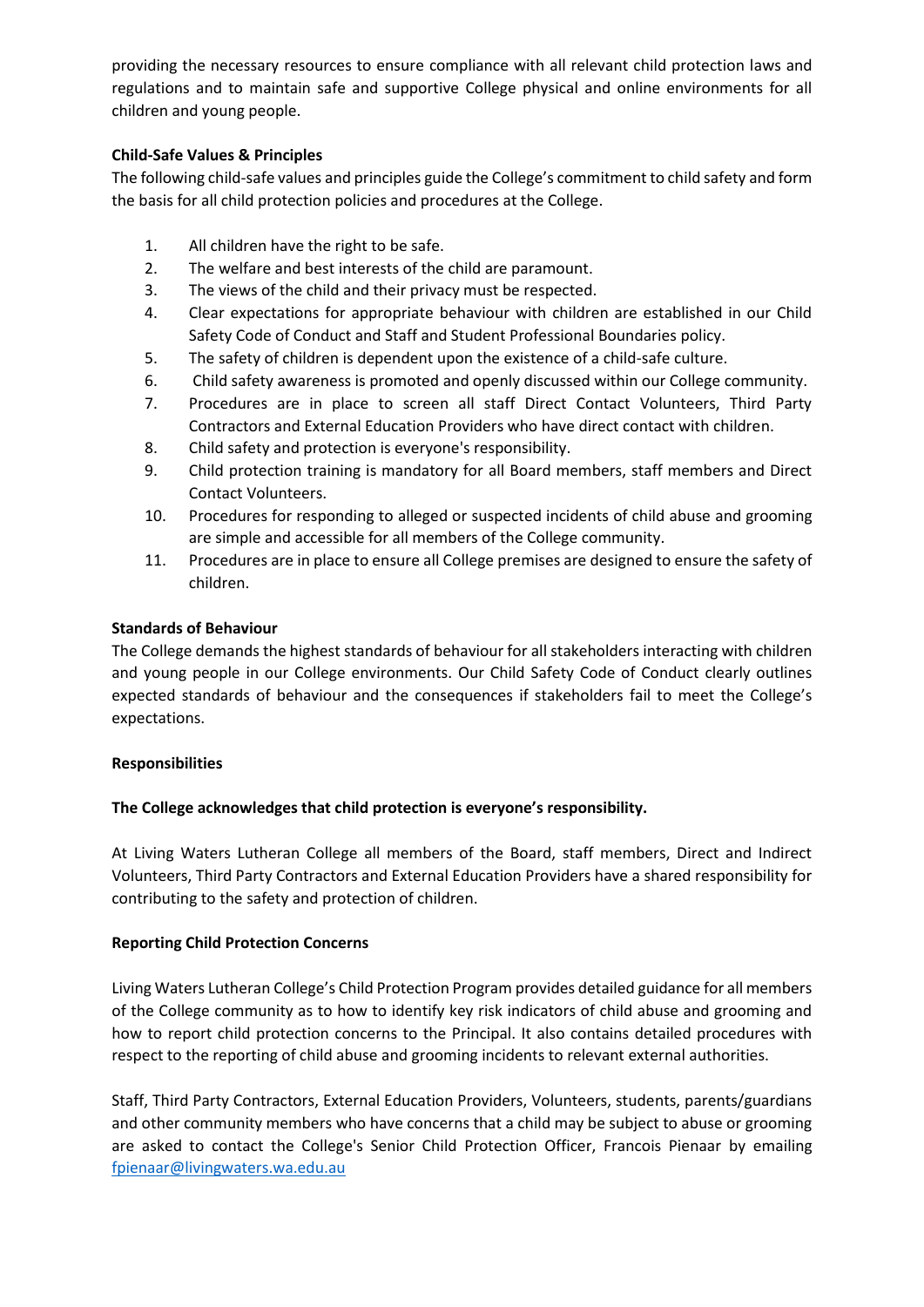providing the necessary resources to ensure compliance with all relevant child protection laws and regulations and to maintain safe and supportive College physical and online environments for all children and young people.

**Child-Safe Values & Principles**

The following child-safe values and principles guide the College's commitment to child safety and form the basis for all child protection policies and procedures at the College.

1. All children have the right to be safe.
2. The welfare and best interests of the child are paramount.
3. The views of the child and their privacy must be respected.
4. Clear expectations for appropriate behaviour with children are established in our Child Safety Code of Conduct and Staff and Student Professional Boundaries policy.
5. The safety of children is dependent upon the existence of a child-safe culture.
6. Child safety awareness is promoted and openly discussed within our College community.
7. Procedures are in place to screen all staff Direct Contact Volunteers, Third Party Contractors and External Education Providers who have direct contact with children.
8. Child safety and protection is everyone's responsibility.
9. Child protection training is mandatory for all Board members, staff members and Direct Contact Volunteers.
10. Procedures for responding to alleged or suspected incidents of child abuse and grooming are simple and accessible for all members of the College community.
11. Procedures are in place to ensure all College premises are designed to ensure the safety of children.

**Standards of Behaviour**

The College demands the highest standards of behaviour for all stakeholders interacting with children and young people in our College environments. Our Child Safety Code of Conduct clearly outlines expected standards of behaviour and the consequences if stakeholders fail to meet the College's expectations.

**Responsibilities**

**The College acknowledges that child protection is everyone's responsibility.**

At Living Waters Lutheran College all members of the Board, staff members, Direct and Indirect Volunteers, Third Party Contractors and External Education Providers have a shared responsibility for contributing to the safety and protection of children.

**Reporting Child Protection Concerns**

Living Waters Lutheran College's Child Protection Program provides detailed guidance for all members of the College community as to how to identify key risk indicators of child abuse and grooming and how to report child protection concerns to the Principal. It also contains detailed procedures with respect to the reporting of child abuse and grooming incidents to relevant external authorities.

Staff, Third Party Contractors, External Education Providers, Volunteers, students, parents/guardians and other community members who have concerns that a child may be subject to abuse or grooming are asked to contact the College's Senior Child Protection Officer, Francois Pienaar by emailing [fpienaar@livingwaters.wa.edu.au](mailto:fpienaar@livingwaters.wa.edu.au)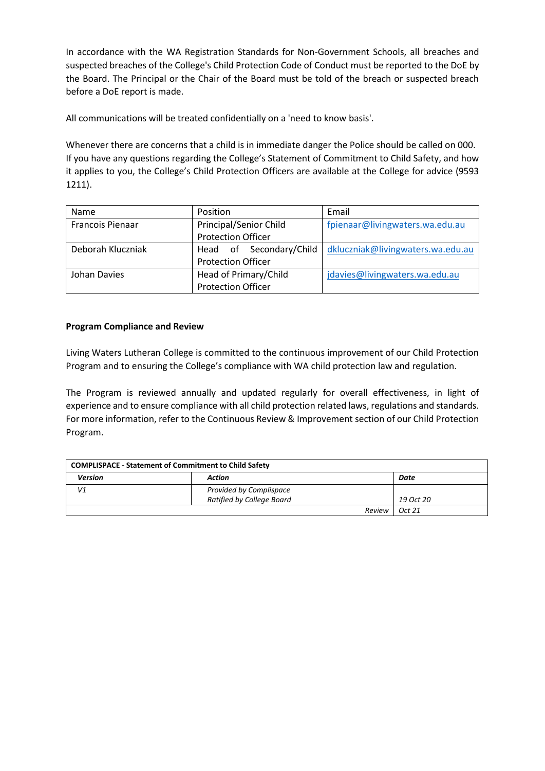In accordance with the WA Registration Standards for Non-Government Schools, all breaches and suspected breaches of the College's Child Protection Code of Conduct must be reported to the DoE by the Board. The Principal or the Chair of the Board must be told of the breach or suspected breach before a DoE report is made.

All communications will be treated confidentially on a 'need to know basis'.

Whenever there are concerns that a child is in immediate danger the Police should be called on 000. If you have any questions regarding the College's Statement of Commitment to Child Safety, and how it applies to you, the College's Child Protection Officers are available at the College for advice (9593 1211).

| Name | Position | Email |
|---|---|---|
| Francois Pienaar | Principal/Senior Child Protection Officer | fpienaar@livingwaters.wa.edu.au |
| Deborah Kluczniak | Head of Secondary/Child Protection Officer | dkluczniak@livingwaters.wa.edu.au |
| Johan Davies | Head of Primary/Child Protection Officer | jdavies@livingwaters.wa.edu.au |

**Program Compliance and Review**

Living Waters Lutheran College is committed to the continuous improvement of our Child Protection Program and to ensuring the College's compliance with WA child protection law and regulation.

The Program is reviewed annually and updated regularly for overall effectiveness, in light of experience and to ensure compliance with all child protection related laws, regulations and standards. For more information, refer to the Continuous Review & Improvement section of our Child Protection Program.

| **COMPLISPACE - Statement of Commitment to Child Safety** | | |
|---|---|---|
| ***Version*** | ***Action*** | ***Date*** |
| *V1* | *Provided by Complispace*<br>*Ratified by College Board* | *19 Oct 20* |
| | *Review* | *Oct 21* |